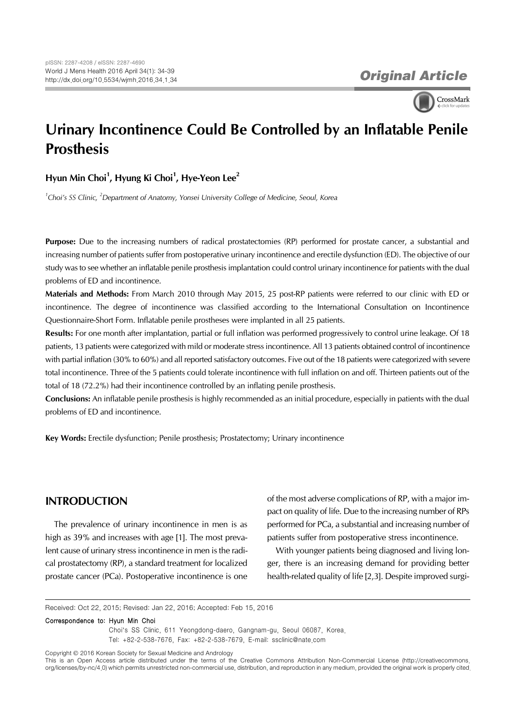Original Article

# Urinary Incontinence Could Be Controlled by an Inflatable Penile Prosthesis

**Hyun Min Choi[1], Hyung Ki Choi[1], Hye-Yeon Lee[2]**

[1]Choi's SS Clinic, [2]Department of Anatomy, Yonsei University College of Medicine, Seoul, Korea

**Purpose:** Due to the increasing numbers of radical prostatectomies (RP) performed for prostate cancer, a substantial and increasing number of patients suffer from postoperative urinary incontinence and erectile dysfunction (ED). The objective of our study was to see whether an inflatable penile prosthesis implantation could control urinary incontinence for patients with the dual problems of ED and incontinence.

**Materials and Methods:** From March 2010 through May 2015, 25 post-RP patients were referred to our clinic with ED or incontinence. The degree of incontinence was classified according to the International Consultation on Incontinence Questionnaire-Short Form. Inflatable penile prostheses were implanted in all 25 patients.

**Results:** For one month after implantation, partial or full inflation was performed progressively to control urine leakage. Of 18 patients, 13 patients were categorized with mild or moderate stress incontinence. All 13 patients obtained control of incontinence with partial inflation (30% to 60%) and all reported satisfactory outcomes. Five out of the 18 patients were categorized with severe total incontinence. Three of the 5 patients could tolerate incontinence with full inflation on and off. Thirteen patients out of the total of 18 (72.2%) had their incontinence controlled by an inflating penile prosthesis.

**Conclusions:** An inflatable penile prosthesis is highly recommended as an initial procedure, especially in patients with the dual problems of ED and incontinence.

**Key Words:** Erectile dysfunction; Penile prosthesis; Prostatectomy; Urinary incontinence

## INTRODUCTION

The prevalence of urinary incontinence in men is as high as 39% and increases with age [1]. The most prevalent cause of urinary stress incontinence in men is the radical prostatectomy (RP), a standard treatment for localized prostate cancer (PCa). Postoperative incontinence is one of the most adverse complications of RP, with a major impact on quality of life. Due to the increasing number of RPs performed for PCa, a substantial and increasing number of patients suffer from postoperative stress incontinence.

With younger patients being diagnosed and living longer, there is an increasing demand for providing better health-related quality of life [2,3]. Despite improved surgi-

Received: Oct 22, 2015; Revised: Jan 22, 2016; Accepted: Feb 15, 2016

Correspondence to: Hyun Min Choi
Choi's SS Clinic, 611 Yeongdong-daero, Gangnam-gu, Seoul 06087, Korea.
Tel: +82-2-538-7676, Fax: +82-2-538-7679, E-mail: ssclinic@nate.com

Copyright © 2016 Korean Society for Sexual Medicine and Andrology
This is an Open Access article distributed under the terms of the Creative Commons Attribution Non-Commercial License (http://creativecommons.org/licenses/by-nc/4.0) which permits unrestricted non-commercial use, distribution, and reproduction in any medium, provided the original work is properly cited.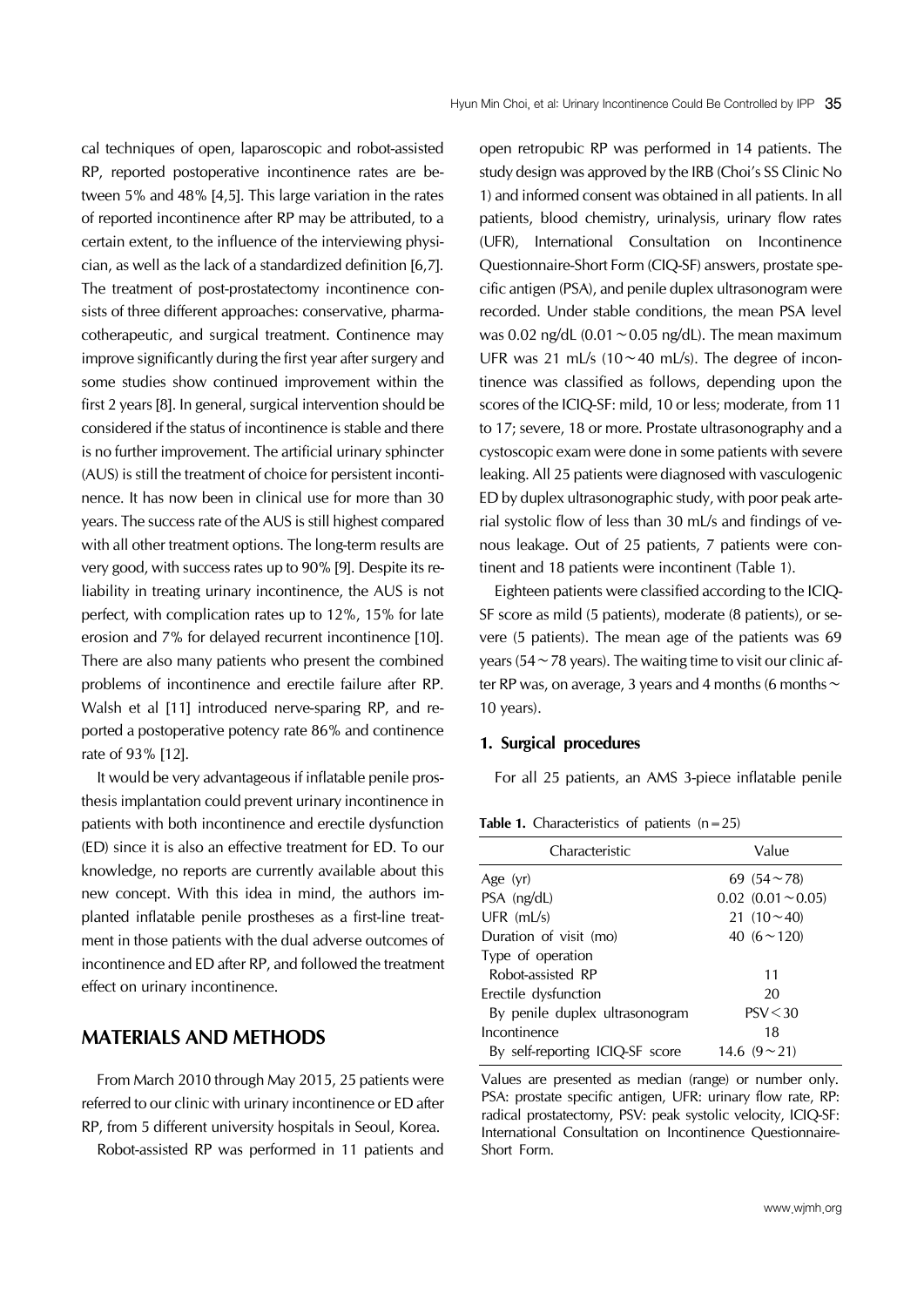cal techniques of open, laparoscopic and robot-assisted RP, reported postoperative incontinence rates are between 5% and 48% [4,5]. This large variation in the rates of reported incontinence after RP may be attributed, to a certain extent, to the influence of the interviewing physician, as well as the lack of a standardized definition [6,7]. The treatment of post-prostatectomy incontinence consists of three different approaches: conservative, pharmacotherapeutic, and surgical treatment. Continence may improve significantly during the first year after surgery and some studies show continued improvement within the first 2 years [8]. In general, surgical intervention should be considered if the status of incontinence is stable and there is no further improvement. The artificial urinary sphincter (AUS) is still the treatment of choice for persistent incontinence. It has now been in clinical use for more than 30 years. The success rate of the AUS is still highest compared with all other treatment options. The long-term results are very good, with success rates up to 90% [9]. Despite its reliability in treating urinary incontinence, the AUS is not perfect, with complication rates up to 12%, 15% for late erosion and 7% for delayed recurrent incontinence [10]. There are also many patients who present the combined problems of incontinence and erectile failure after RP. Walsh et al [11] introduced nerve-sparing RP, and reported a postoperative potency rate 86% and continence rate of 93% [12].

It would be very advantageous if inflatable penile prosthesis implantation could prevent urinary incontinence in patients with both incontinence and erectile dysfunction (ED) since it is also an effective treatment for ED. To our knowledge, no reports are currently available about this new concept. With this idea in mind, the authors implanted inflatable penile prostheses as a first-line treatment in those patients with the dual adverse outcomes of incontinence and ED after RP, and followed the treatment effect on urinary incontinence.

## MATERIALS AND METHODS

From March 2010 through May 2015, 25 patients were referred to our clinic with urinary incontinence or ED after RP, from 5 different university hospitals in Seoul, Korea.

Robot-assisted RP was performed in 11 patients and open retropubic RP was performed in 14 patients. The study design was approved by the IRB (Choi's SS Clinic No 1) and informed consent was obtained in all patients. In all patients, blood chemistry, urinalysis, urinary flow rates (UFR), International Consultation on Incontinence Questionnaire-Short Form (CIQ-SF) answers, prostate specific antigen (PSA), and penile duplex ultrasonogram were recorded. Under stable conditions, the mean PSA level was 0.02 ng/dL (0.01~0.05 ng/dL). The mean maximum UFR was 21 mL/s (10~40 mL/s). The degree of incontinence was classified as follows, depending upon the scores of the ICIQ-SF: mild, 10 or less; moderate, from 11 to 17; severe, 18 or more. Prostate ultrasonography and a cystoscopic exam were done in some patients with severe leaking. All 25 patients were diagnosed with vasculogenic ED by duplex ultrasonographic study, with poor peak arterial systolic flow of less than 30 mL/s and findings of venous leakage. Out of 25 patients, 7 patients were continent and 18 patients were incontinent (Table 1).

Eighteen patients were classified according to the ICIQ-SF score as mild (5 patients), moderate (8 patients), or severe (5 patients). The mean age of the patients was 69 years (54~78 years). The waiting time to visit our clinic after RP was, on average, 3 years and 4 months (6 months~10 years).

### 1. Surgical procedures

For all 25 patients, an AMS 3-piece inflatable penile

**Table 1.** Characteristics of patients (n=25)

| Characteristic | Value |
|---|---|
| Age (yr) | 69 (54~78) |
| PSA (ng/dL) | 0.02 (0.01~0.05) |
| UFR (mL/s) | 21 (10~40) |
| Duration of visit (mo) | 40 (6~120) |
| Type of operation | |
| Robot-assisted RP | 11 |
| Erectile dysfunction | 20 |
| By penile duplex ultrasonogram | PSV<30 |
| Incontinence | 18 |
| By self-reporting ICIQ-SF score | 14.6 (9~21) |

Values are presented as median (range) or number only. PSA: prostate specific antigen, UFR: urinary flow rate, RP: radical prostatectomy, PSV: peak systolic velocity, ICIQ-SF: International Consultation on Incontinence Questionnaire-Short Form.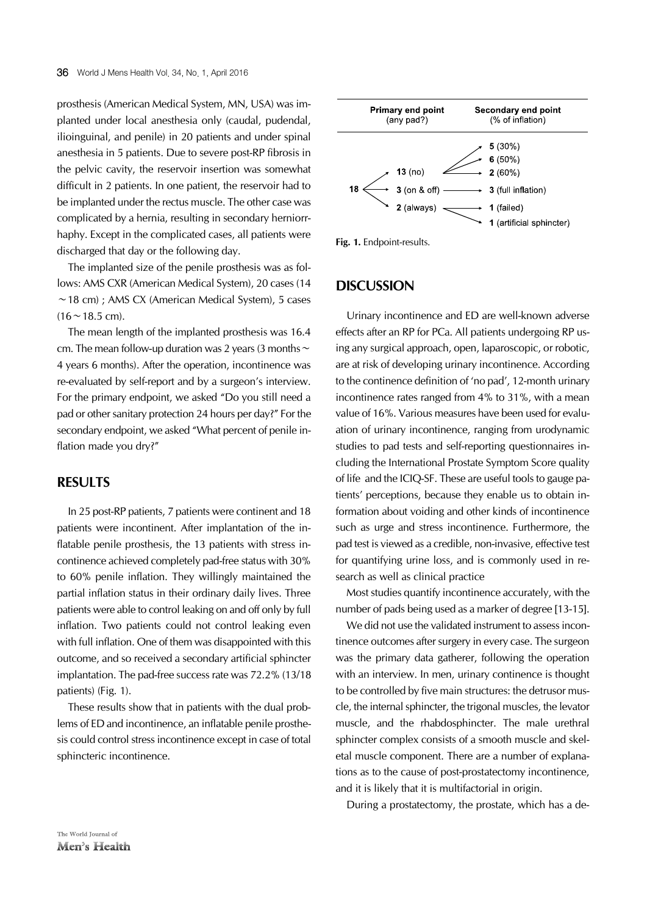prosthesis (American Medical System, MN, USA) was implanted under local anesthesia only (caudal, pudendal, ilioinguinal, and penile) in 20 patients and under spinal anesthesia in 5 patients. Due to severe post-RP fibrosis in the pelvic cavity, the reservoir insertion was somewhat difficult in 2 patients. In one patient, the reservoir had to be implanted under the rectus muscle. The other case was complicated by a hernia, resulting in secondary herniorrhaphy. Except in the complicated cases, all patients were discharged that day or the following day.

The implanted size of the penile prosthesis was as follows: AMS CXR (American Medical System), 20 cases (14～18 cm) ; AMS CX (American Medical System), 5 cases (16～18.5 cm).

The mean length of the implanted prosthesis was 16.4 cm. The mean follow-up duration was 2 years (3 months～4 years 6 months). After the operation, incontinence was re-evaluated by self-report and by a surgeon's interview. For the primary endpoint, we asked "Do you still need a pad or other sanitary protection 24 hours per day?" For the secondary endpoint, we asked "What percent of penile inflation made you dry?"

## RESULTS

In 25 post-RP patients, 7 patients were continent and 18 patients were incontinent. After implantation of the inflatable penile prosthesis, the 13 patients with stress incontinence achieved completely pad-free status with 30% to 60% penile inflation. They willingly maintained the partial inflation status in their ordinary daily lives. Three patients were able to control leaking on and off only by full inflation. Two patients could not control leaking even with full inflation. One of them was disappointed with this outcome, and so received a secondary artificial sphincter implantation. The pad-free success rate was 72.2% (13/18 patients) (Fig. 1).

These results show that in patients with the dual problems of ED and incontinence, an inflatable penile prosthesis could control stress incontinence except in case of total sphincteric incontinence.

Primary end point (any pad?)
Secondary end point (% of inflation)
18
13 (no)
3 (on & off)
2 (always)
5 (30%)
6 (50%)
2 (60%)
3 (full inflation)
1 (failed)
1 (artificial sphincter)

**Fig. 1.** Endpoint-results.

## DISCUSSION

Urinary incontinence and ED are well-known adverse effects after an RP for PCa. All patients undergoing RP using any surgical approach, open, laparoscopic, or robotic, are at risk of developing urinary incontinence. According to the continence definition of 'no pad', 12-month urinary incontinence rates ranged from 4% to 31%, with a mean value of 16%. Various measures have been used for evaluation of urinary incontinence, ranging from urodynamic studies to pad tests and self-reporting questionnaires including the International Prostate Symptom Score quality of life and the ICIQ-SF. These are useful tools to gauge patients' perceptions, because they enable us to obtain information about voiding and other kinds of incontinence such as urge and stress incontinence. Furthermore, the pad test is viewed as a credible, non-invasive, effective test for quantifying urine loss, and is commonly used in research as well as clinical practice

Most studies quantify incontinence accurately, with the number of pads being used as a marker of degree [13-15].

We did not use the validated instrument to assess incontinence outcomes after surgery in every case. The surgeon was the primary data gatherer, following the operation with an interview. In men, urinary continence is thought to be controlled by five main structures: the detrusor muscle, the internal sphincter, the trigonal muscles, the levator muscle, and the rhabdosphincter. The male urethral sphincter complex consists of a smooth muscle and skeletal muscle component. There are a number of explanations as to the cause of post-prostatectomy incontinence, and it is likely that it is multifactorial in origin.

During a prostatectomy, the prostate, which has a de-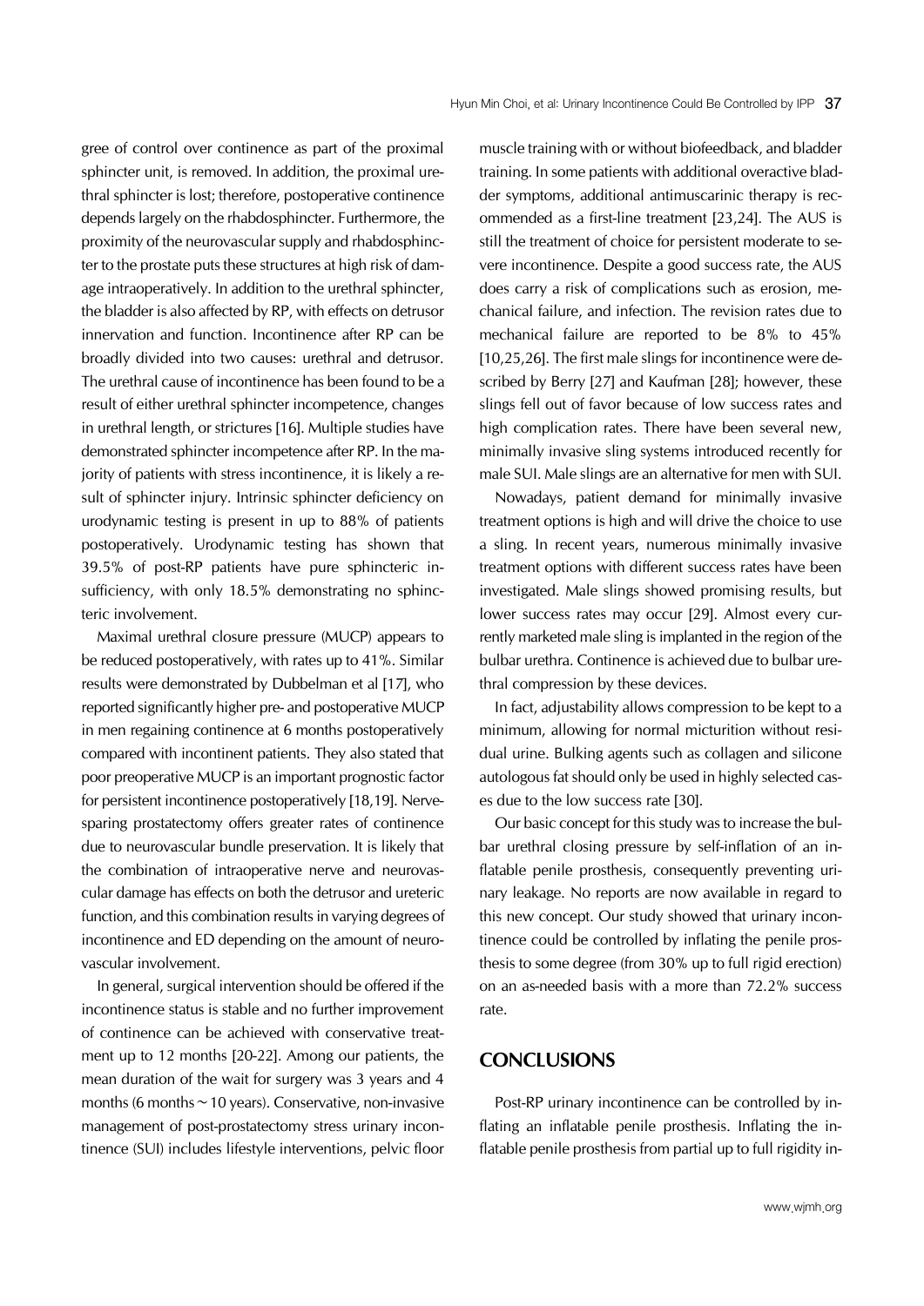gree of control over continence as part of the proximal sphincter unit, is removed. In addition, the proximal urethral sphincter is lost; therefore, postoperative continence depends largely on the rhabdosphincter. Furthermore, the proximity of the neurovascular supply and rhabdosphincter to the prostate puts these structures at high risk of damage intraoperatively. In addition to the urethral sphincter, the bladder is also affected by RP, with effects on detrusor innervation and function. Incontinence after RP can be broadly divided into two causes: urethral and detrusor. The urethral cause of incontinence has been found to be a result of either urethral sphincter incompetence, changes in urethral length, or strictures [16]. Multiple studies have demonstrated sphincter incompetence after RP. In the majority of patients with stress incontinence, it is likely a result of sphincter injury. Intrinsic sphincter deficiency on urodynamic testing is present in up to 88% of patients postoperatively. Urodynamic testing has shown that 39.5% of post-RP patients have pure sphincteric insufficiency, with only 18.5% demonstrating no sphincteric involvement.

Maximal urethral closure pressure (MUCP) appears to be reduced postoperatively, with rates up to 41%. Similar results were demonstrated by Dubbelman et al [17], who reported significantly higher pre- and postoperative MUCP in men regaining continence at 6 months postoperatively compared with incontinent patients. They also stated that poor preoperative MUCP is an important prognostic factor for persistent incontinence postoperatively [18,19]. Nerve-sparing prostatectomy offers greater rates of continence due to neurovascular bundle preservation. It is likely that the combination of intraoperative nerve and neurovascular damage has effects on both the detrusor and ureteric function, and this combination results in varying degrees of incontinence and ED depending on the amount of neurovascular involvement.

In general, surgical intervention should be offered if the incontinence status is stable and no further improvement of continence can be achieved with conservative treatment up to 12 months [20-22]. Among our patients, the mean duration of the wait for surgery was 3 years and 4 months (6 months ~ 10 years). Conservative, non-invasive management of post-prostatectomy stress urinary incontinence (SUI) includes lifestyle interventions, pelvic floor muscle training with or without biofeedback, and bladder training. In some patients with additional overactive bladder symptoms, additional antimuscarinic therapy is recommended as a first-line treatment [23,24]. The AUS is still the treatment of choice for persistent moderate to severe incontinence. Despite a good success rate, the AUS does carry a risk of complications such as erosion, mechanical failure, and infection. The revision rates due to mechanical failure are reported to be 8% to 45% [10,25,26]. The first male slings for incontinence were described by Berry [27] and Kaufman [28]; however, these slings fell out of favor because of low success rates and high complication rates. There have been several new, minimally invasive sling systems introduced recently for male SUI. Male slings are an alternative for men with SUI.

Nowadays, patient demand for minimally invasive treatment options is high and will drive the choice to use a sling. In recent years, numerous minimally invasive treatment options with different success rates have been investigated. Male slings showed promising results, but lower success rates may occur [29]. Almost every currently marketed male sling is implanted in the region of the bulbar urethra. Continence is achieved due to bulbar urethral compression by these devices.

In fact, adjustability allows compression to be kept to a minimum, allowing for normal micturition without residual urine. Bulking agents such as collagen and silicone autologous fat should only be used in highly selected cases due to the low success rate [30].

Our basic concept for this study was to increase the bulbar urethral closing pressure by self-inflation of an inflatable penile prosthesis, consequently preventing urinary leakage. No reports are now available in regard to this new concept. Our study showed that urinary incontinence could be controlled by inflating the penile prosthesis to some degree (from 30% up to full rigid erection) on an as-needed basis with a more than 72.2% success rate.

## CONCLUSIONS

Post-RP urinary incontinence can be controlled by inflating an inflatable penile prosthesis. Inflating the inflatable penile prosthesis from partial up to full rigidity in-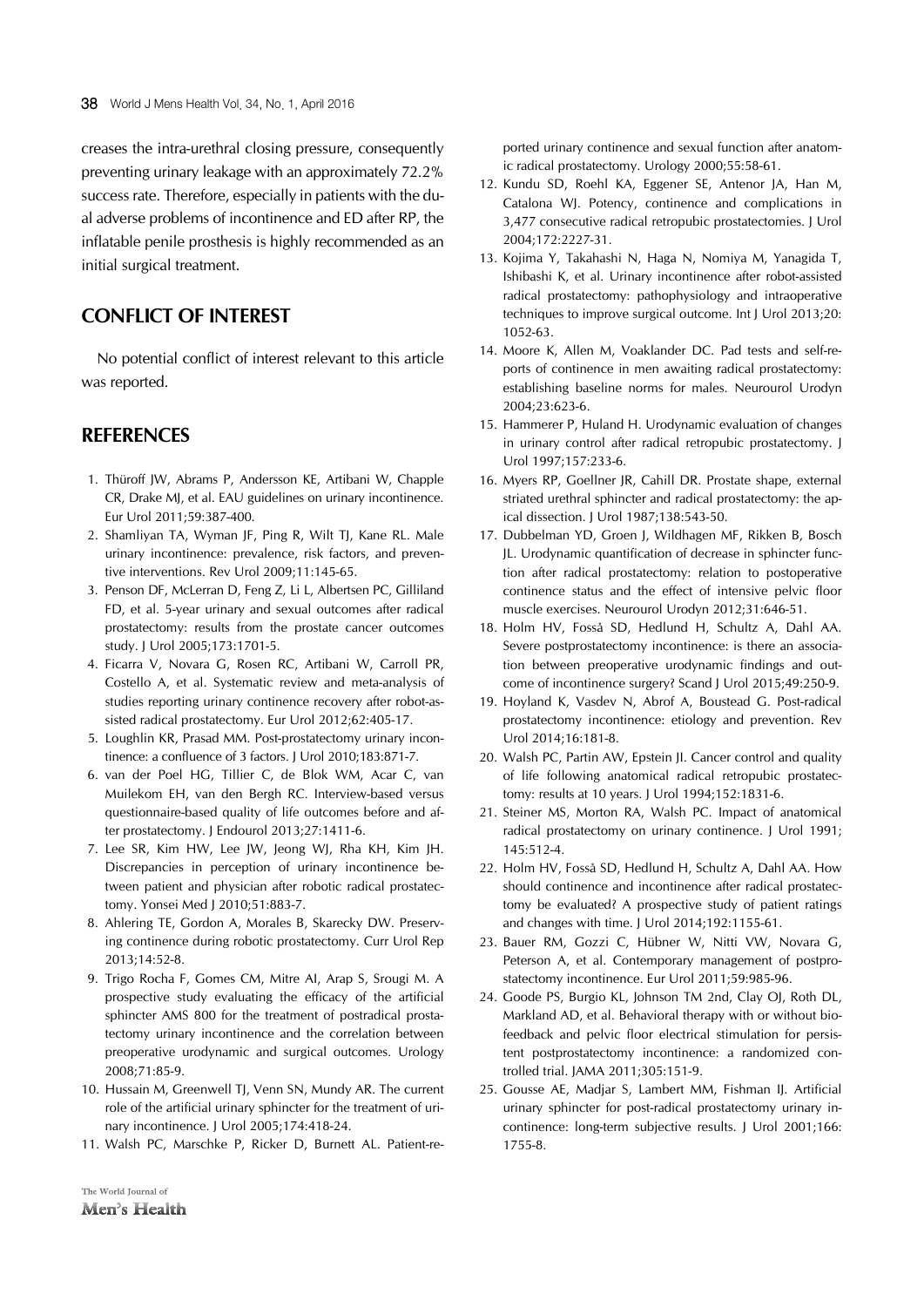creases the intra-urethral closing pressure, consequently preventing urinary leakage with an approximately 72.2% success rate. Therefore, especially in patients with the dual adverse problems of incontinence and ED after RP, the inflatable penile prosthesis is highly recommended as an initial surgical treatment.

## CONFLICT OF INTEREST

No potential conflict of interest relevant to this article was reported.

## REFERENCES

1. Thüroff JW, Abrams P, Andersson KE, Artibani W, Chapple CR, Drake MJ, et al. EAU guidelines on urinary incontinence. Eur Urol 2011;59:387-400.
2. Shamliyan TA, Wyman JF, Ping R, Wilt TJ, Kane RL. Male urinary incontinence: prevalence, risk factors, and preventive interventions. Rev Urol 2009;11:145-65.
3. Penson DF, McLerran D, Feng Z, Li L, Albertsen PC, Gilliland FD, et al. 5-year urinary and sexual outcomes after radical prostatectomy: results from the prostate cancer outcomes study. J Urol 2005;173:1701-5.
4. Ficarra V, Novara G, Rosen RC, Artibani W, Carroll PR, Costello A, et al. Systematic review and meta-analysis of studies reporting urinary continence recovery after robot-assisted radical prostatectomy. Eur Urol 2012;62:405-17.
5. Loughlin KR, Prasad MM. Post-prostatectomy urinary incontinence: a confluence of 3 factors. J Urol 2010;183:871-7.
6. van der Poel HG, Tillier C, de Blok WM, Acar C, van Muilekom EH, van den Bergh RC. Interview-based versus questionnaire-based quality of life outcomes before and after prostatectomy. J Endourol 2013;27:1411-6.
7. Lee SR, Kim HW, Lee JW, Jeong WJ, Rha KH, Kim JH. Discrepancies in perception of urinary incontinence between patient and physician after robotic radical prostatectomy. Yonsei Med J 2010;51:883-7.
8. Ahlering TE, Gordon A, Morales B, Skarecky DW. Preserving continence during robotic prostatectomy. Curr Urol Rep 2013;14:52-8.
9. Trigo Rocha F, Gomes CM, Mitre AI, Arap S, Srougi M. A prospective study evaluating the efficacy of the artificial sphincter AMS 800 for the treatment of postradical prostatectomy urinary incontinence and the correlation between preoperative urodynamic and surgical outcomes. Urology 2008;71:85-9.
10. Hussain M, Greenwell TJ, Venn SN, Mundy AR. The current role of the artificial urinary sphincter for the treatment of urinary incontinence. J Urol 2005;174:418-24.
11. Walsh PC, Marschke P, Ricker D, Burnett AL. Patient-reported urinary continence and sexual function after anatomic radical prostatectomy. Urology 2000;55:58-61.
12. Kundu SD, Roehl KA, Eggener SE, Antenor JA, Han M, Catalona WJ. Potency, continence and complications in 3,477 consecutive radical retropubic prostatectomies. J Urol 2004;172:2227-31.
13. Kojima Y, Takahashi N, Haga N, Nomiya M, Yanagida T, Ishibashi K, et al. Urinary incontinence after robot-assisted radical prostatectomy: pathophysiology and intraoperative techniques to improve surgical outcome. Int J Urol 2013;20:1052-63.
14. Moore K, Allen M, Voaklander DC. Pad tests and self-reports of continence in men awaiting radical prostatectomy: establishing baseline norms for males. Neurourol Urodyn 2004;23:623-6.
15. Hammerer P, Huland H. Urodynamic evaluation of changes in urinary control after radical retropubic prostatectomy. J Urol 1997;157:233-6.
16. Myers RP, Goellner JR, Cahill DR. Prostate shape, external striated urethral sphincter and radical prostatectomy: the apical dissection. J Urol 1987;138:543-50.
17. Dubbelman YD, Groen J, Wildhagen MF, Rikken B, Bosch JL. Urodynamic quantification of decrease in sphincter function after radical prostatectomy: relation to postoperative continence status and the effect of intensive pelvic floor muscle exercises. Neurourol Urodyn 2012;31:646-51.
18. Holm HV, Fosså SD, Hedlund H, Schultz A, Dahl AA. Severe postprostatectomy incontinence: is there an association between preoperative urodynamic findings and outcome of incontinence surgery? Scand J Urol 2015;49:250-9.
19. Hoyland K, Vasdev N, Abrof A, Boustead G. Post-radical prostatectomy incontinence: etiology and prevention. Rev Urol 2014;16:181-8.
20. Walsh PC, Partin AW, Epstein JI. Cancer control and quality of life following anatomical radical retropubic prostatectomy: results at 10 years. J Urol 1994;152:1831-6.
21. Steiner MS, Morton RA, Walsh PC. Impact of anatomical radical prostatectomy on urinary continence. J Urol 1991;145:512-4.
22. Holm HV, Fosså SD, Hedlund H, Schultz A, Dahl AA. How should continence and incontinence after radical prostatectomy be evaluated? A prospective study of patient ratings and changes with time. J Urol 2014;192:1155-61.
23. Bauer RM, Gozzi C, Hübner W, Nitti VW, Novara G, Peterson A, et al. Contemporary management of postprostatectomy incontinence. Eur Urol 2011;59:985-96.
24. Goode PS, Burgio KL, Johnson TM 2nd, Clay OJ, Roth DL, Markland AD, et al. Behavioral therapy with or without biofeedback and pelvic floor electrical stimulation for persistent postprostatectomy incontinence: a randomized controlled trial. JAMA 2011;305:151-9.
25. Gousse AE, Madjar S, Lambert MM, Fishman IJ. Artificial urinary sphincter for post-radical prostatectomy urinary incontinence: long-term subjective results. J Urol 2001;166:1755-8.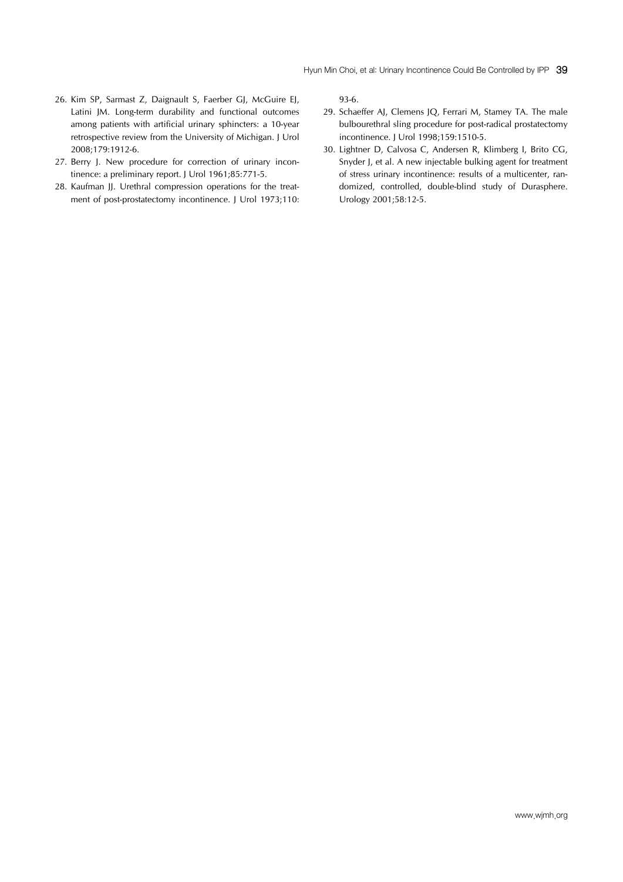26. Kim SP, Sarmast Z, Daignault S, Faerber GJ, McGuire EJ, Latini JM. Long-term durability and functional outcomes among patients with artificial urinary sphincters: a 10-year retrospective review from the University of Michigan. J Urol 2008;179:1912-6.
27. Berry J. New procedure for correction of urinary incontinence: a preliminary report. J Urol 1961;85:771-5.
28. Kaufman JJ. Urethral compression operations for the treatment of post-prostatectomy incontinence. J Urol 1973;110:93-6.
29. Schaeffer AJ, Clemens JQ, Ferrari M, Stamey TA. The male bulbourethral sling procedure for post-radical prostatectomy incontinence. J Urol 1998;159:1510-5.
30. Lightner D, Calvosa C, Andersen R, Klimberg I, Brito CG, Snyder J, et al. A new injectable bulking agent for treatment of stress urinary incontinence: results of a multicenter, randomized, controlled, double-blind study of Durasphere. Urology 2001;58:12-5.